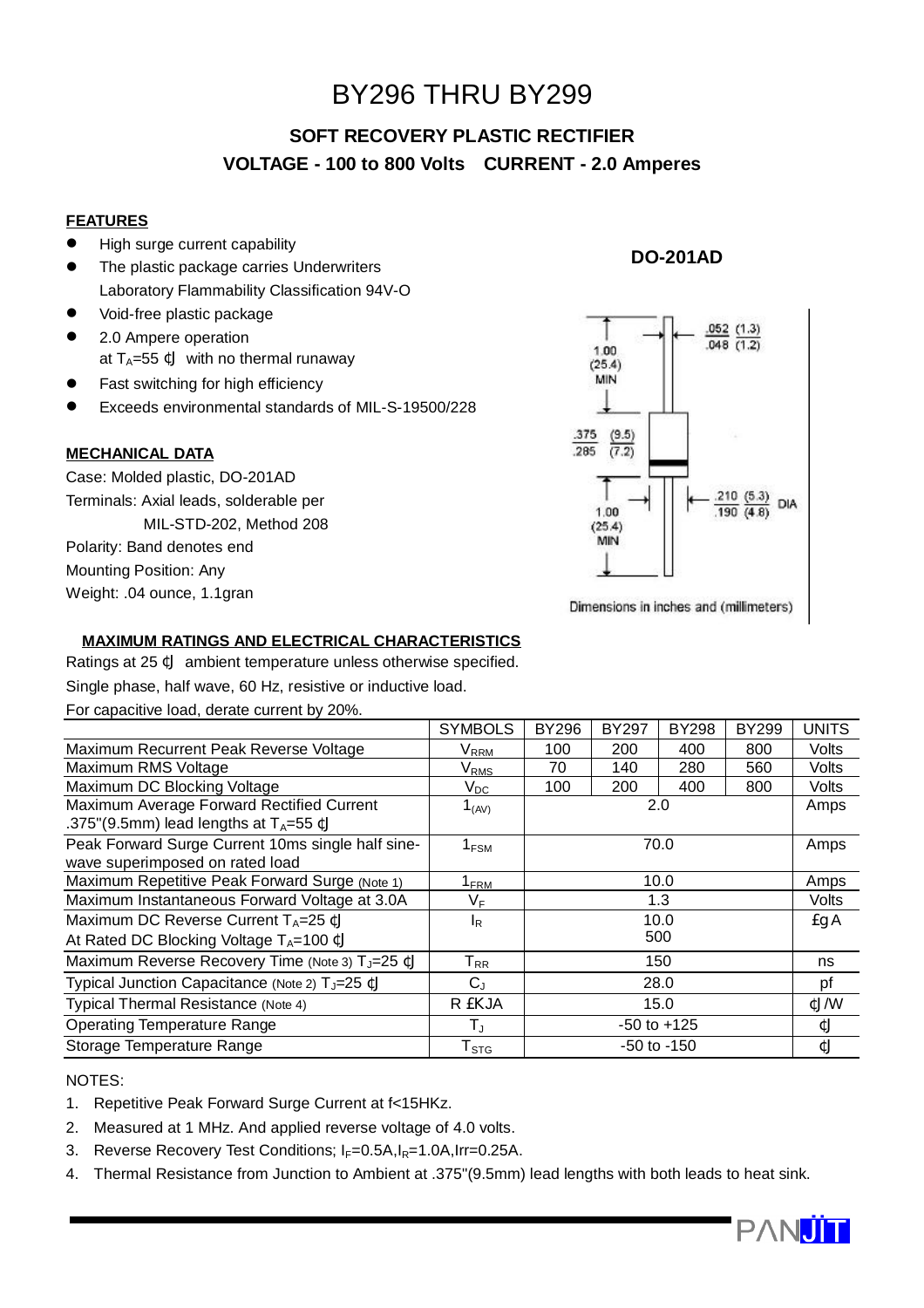# BY296 THRU BY299

## SOFT RECOVERY PLASTIC RECTIFIER

## VOLTAGE - 100 to 800 Volts CURRENT - 2.0 Amperes

### FEATURES

- High surge current capability
- The plastic package carries Underwriters Laboratory Flammability Classification 94V-O
- Void-free plastic package
- 2.0 Ampere operation at $T_A$=55 ℃ with no thermal runaway
- Fast switching for high efficiency
- Exceeds environmental standards of MIL-S-19500/228

### DO-201AD

.052 (1.3) / .048 (1.2)

1.00 (25.4) MIN

.375 (9.5) / .285 (7.2)

1.00 (25.4) MIN

.210 (5.3) / .190 (4.8) DIA

Dimensions in inches and (millimeters)

### MECHANICAL DATA

Case: Molded plastic, DO-201AD

Terminals: Axial leads, solderable per MIL-STD-202, Method 208

Polarity: Band denotes end

Mounting Position: Any

Weight: .04 ounce, 1.1gran

### MAXIMUM RATINGS AND ELECTRICAL CHARACTERISTICS

Ratings at 25 ℃ ambient temperature unless otherwise specified.

Single phase, half wave, 60 Hz, resistive or inductive load.

For capacitive load, derate current by 20%.

| | SYMBOLS | BY296 | BY297 | BY298 | BY299 | UNITS |
|---|---|---|---|---|---|---|
| Maximum Recurrent Peak Reverse Voltage | $V_{RRM}$ | 100 | 200 | 400 | 800 | Volts |
| Maximum RMS Voltage | $V_{RMS}$ | 70 | 140 | 280 | 560 | Volts |
| Maximum DC Blocking Voltage | $V_{DC}$ | 100 | 200 | 400 | 800 | Volts |
| Maximum Average Forward Rectified Current .375"(9.5mm) lead lengths at $T_A$=55 ℃ | $I_{(AV)}$ | 2.0 | | | | Amps |
| Peak Forward Surge Current 10ms single half sine-wave superimposed on rated load | $I_{FSM}$ | 70.0 | | | | Amps |
| Maximum Repetitive Peak Forward Surge (Note 1) | $I_{FRM}$ | 10.0 | | | | Amps |
| Maximum Instantaneous Forward Voltage at 3.0A | $V_F$ | 1.3 | | | | Volts |
| Maximum DC Reverse Current $T_A$=25 ℃ At Rated DC Blocking Voltage $T_A$=100 ℃ | $I_R$ | 10.0 / 500 | | | | μA |
| Maximum Reverse Recovery Time (Note 3) $T_J$=25 ℃ | $T_{RR}$ | 150 | | | | ns |
| Typical Junction Capacitance (Note 2) $T_J$=25 ℃ | $C_J$ | 28.0 | | | | pf |
| Typical Thermal Resistance (Note 4) | $R\theta JA$ | 15.0 | | | | ℃/W |
| Operating Temperature Range | $T_J$ | -50 to +125 | | | | ℃ |
| Storage Temperature Range | $T_{STG}$ | -50 to -150 | | | | ℃ |

NOTES:

1. Repetitive Peak Forward Surge Current at f<15HKz.
2. Measured at 1 MHz. And applied reverse voltage of 4.0 volts.
3. Reverse Recovery Test Conditions; $I_F$=0.5A,$I_R$=1.0A,Irr=0.25A.
4. Thermal Resistance from Junction to Ambient at .375"(9.5mm) lead lengths with both leads to heat sink.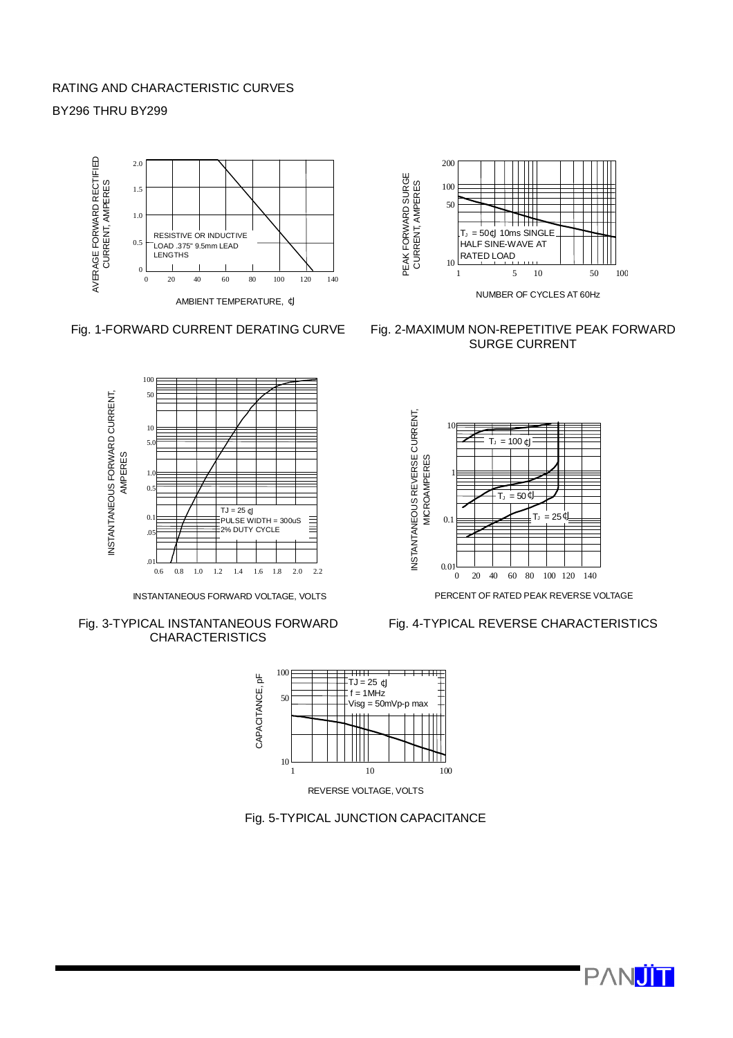RATING AND CHARACTERISTIC CURVES

BY296 THRU BY299

AVERAGE FORWARD RECTIFIED CURRENT, AMPERES

2.0
1.5
1.0
0.5
0

RESISTIVE OR INDUCTIVE LOAD .375" 9.5mm LEAD LENGTHS

0 20 40 60 80 100 120 140

AMBIENT TEMPERATURE, ℃

Fig. 1-FORWARD CURRENT DERATING CURVE

PEAK FORWARD SURGE CURRENT, AMPERES

200
100
50
10

$T_J$ = 50℃ 10ms SINGLE HALF SINE-WAVE AT RATED LOAD

1 5 10 50 100

NUMBER OF CYCLES AT 60Hz

Fig. 2-MAXIMUM NON-REPETITIVE PEAK FORWARD SURGE CURRENT

INSTANTANEOUS FORWARD CURRENT, AMPERES

100
50
10
5.0
1.0
0.5
0.1
.05
.01

TJ = 25 ℃
PULSE WIDTH = 300uS
2% DUTY CYCLE

0.6 0.8 1.0 1.2 1.4 1.6 1.8 2.0 2.2

INSTANTANEOUS FORWARD VOLTAGE, VOLTS

Fig. 3-TYPICAL INSTANTANEOUS FORWARD CHARACTERISTICS

INSTANTANEOUS REVERSE CURRENT, MICROAMPERES

10
1
0.1
0.01

$T_J$ = 100 ℃
$T_J$ = 50 ℃
$T_J$ = 25 ℃

0 20 40 60 80 100 120 140

PERCENT OF RATED PEAK REVERSE VOLTAGE

Fig. 4-TYPICAL REVERSE CHARACTERISTICS

CAPACITANCE, pF

100
50
10

TJ = 25 ℃
f = 1MHz
Visg = 50mVp-p max

1 10 100

REVERSE VOLTAGE, VOLTS

Fig. 5-TYPICAL JUNCTION CAPACITANCE